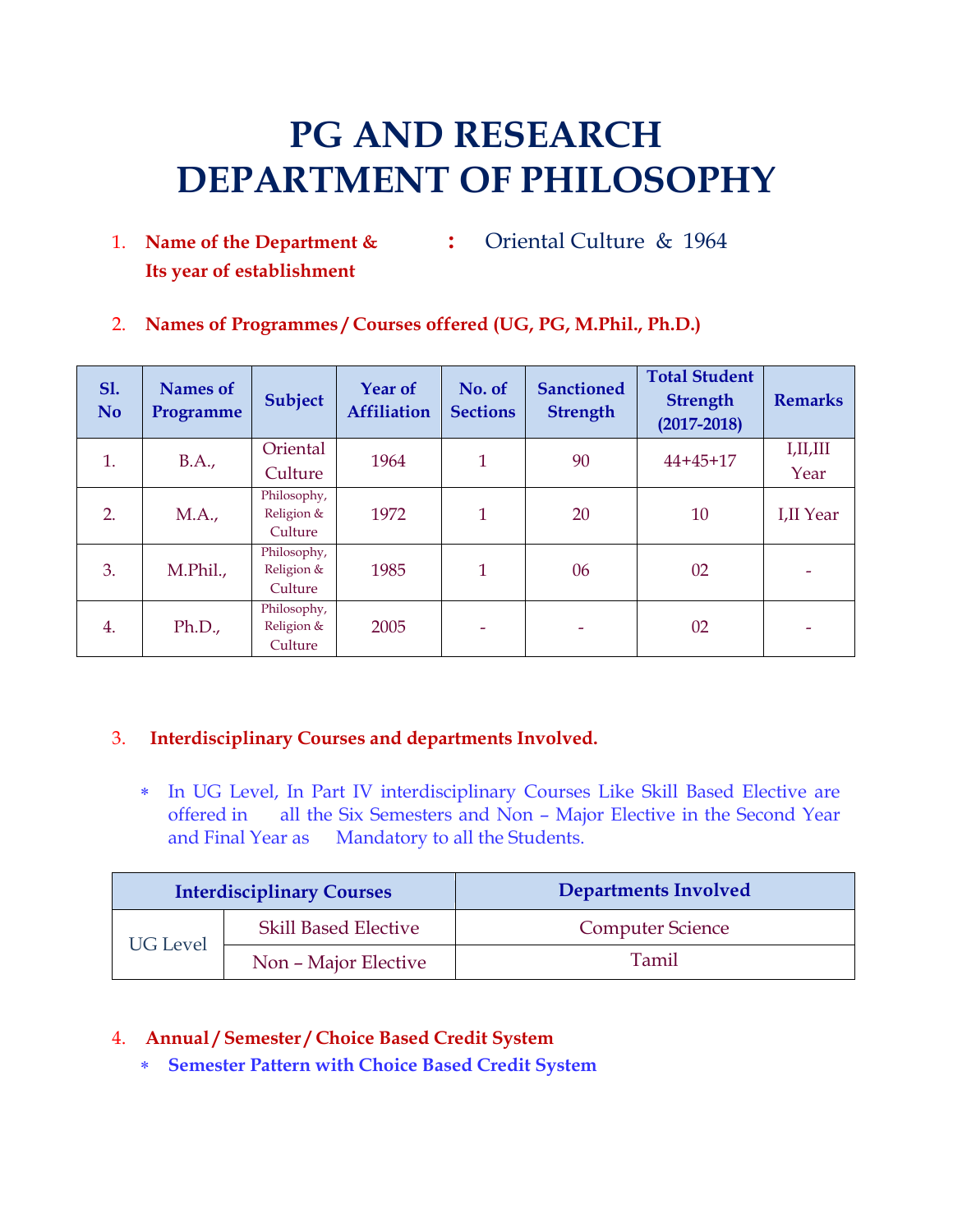# PG AND RESEARCH DEPARTMENT OF PHILOSOPHY

1. **Name of the Department & Its year of establishment** : Oriental Culture & 1964

2. **Names of Programmes / Courses offered (UG, PG, M.Phil., Ph.D.)**

| Sl. No | Names of Programme | Subject | Year of Affiliation | No. of Sections | Sanctioned Strength | Total Student Strength (2017-2018) | Remarks |
|---|---|---|---|---|---|---|---|
| 1. | B.A., | Oriental Culture | 1964 | 1 | 90 | 44+45+17 | I,II,III Year |
| 2. | M.A., | Philosophy, Religion & Culture | 1972 | 1 | 20 | 10 | I,II Year |
| 3. | M.Phil., | Philosophy, Religion & Culture | 1985 | 1 | 06 | 02 | - |
| 4. | Ph.D., | Philosophy, Religion & Culture | 2005 | - | - | 02 | - |

3. **Interdisciplinary Courses and departments Involved.**

   * In UG Level, In Part IV interdisciplinary Courses Like Skill Based Elective are offered in all the Six Semesters and Non – Major Elective in the Second Year and Final Year as Mandatory to all the Students.

| Interdisciplinary Courses | | Departments Involved |
|---|---|---|
| UG Level | Skill Based Elective | Computer Science |
| | Non – Major Elective | Tamil |

4. **Annual / Semester / Choice Based Credit System**
   * **Semester Pattern with Choice Based Credit System**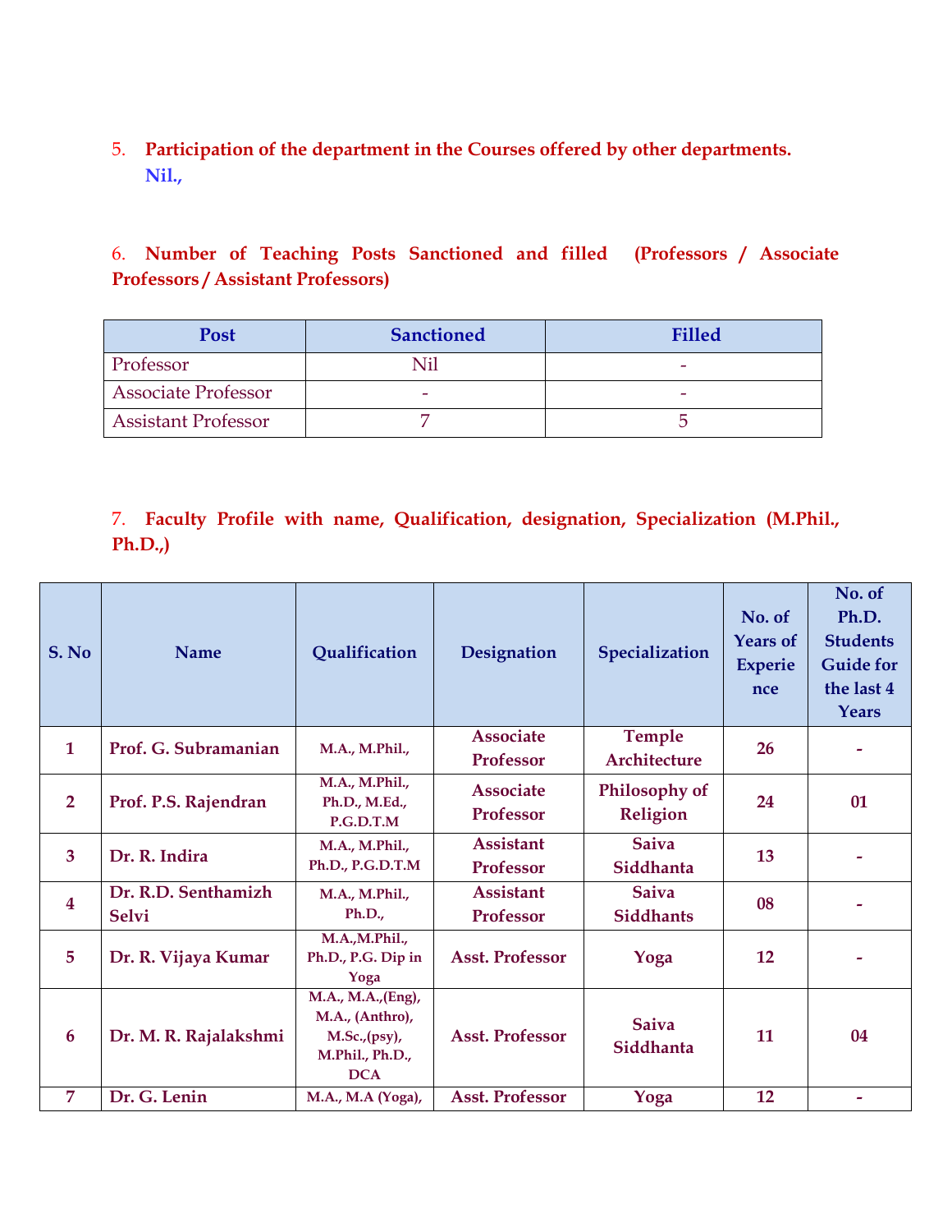5. **Participation of the department in the Courses offered by other departments.**
   **Nil.,**

6. **Number of Teaching Posts Sanctioned and filled (Professors / Associate Professors / Assistant Professors)**

| Post | Sanctioned | Filled |
|---|---|---|
| Professor | Nil | - |
| Associate Professor | - | - |
| Assistant Professor | 7 | 5 |

7. **Faculty Profile with name, Qualification, designation, Specialization (M.Phil., Ph.D.,)**

| S. No | Name | Qualification | Designation | Specialization | No. of Years of Experience | No. of Ph.D. Students Guide for the last 4 Years |
|---|---|---|---|---|---|---|
| 1 | Prof. G. Subramanian | M.A., M.Phil., | Associate Professor | Temple Architecture | 26 | - |
| 2 | Prof. P.S. Rajendran | M.A., M.Phil., Ph.D., M.Ed., P.G.D.T.M | Associate Professor | Philosophy of Religion | 24 | 01 |
| 3 | Dr. R. Indira | M.A., M.Phil., Ph.D., P.G.D.T.M | Assistant Professor | Saiva Siddhanta | 13 | - |
| 4 | Dr. R.D. Senthamizh Selvi | M.A., M.Phil., Ph.D., | Assistant Professor | Saiva Siddhants | 08 | - |
| 5 | Dr. R. Vijaya Kumar | M.A.,M.Phil., Ph.D., P.G. Dip in Yoga | Asst. Professor | Yoga | 12 | - |
| 6 | Dr. M. R. Rajalakshmi | M.A., M.A.,(Eng), M.A., (Anthro), M.Sc.,(psy), M.Phil., Ph.D., DCA | Asst. Professor | Saiva Siddhanta | 11 | 04 |
| 7 | Dr. G. Lenin | M.A., M.A (Yoga), | Asst. Professor | Yoga | 12 | - |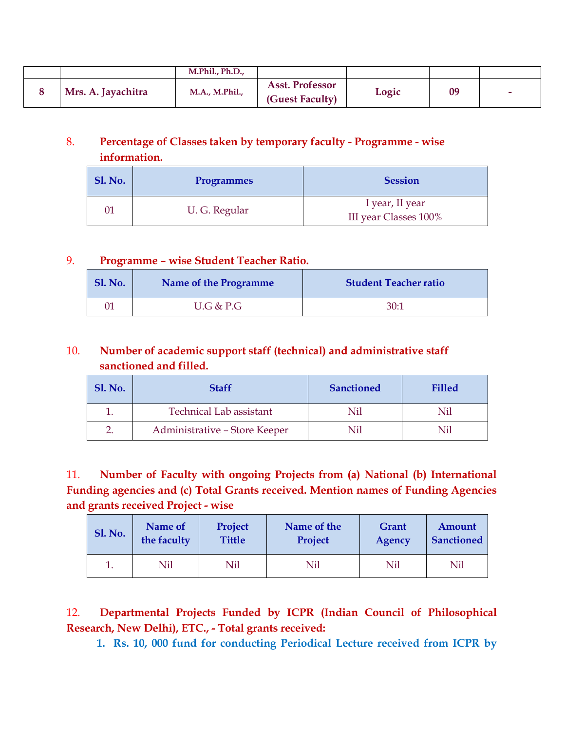| | | M.Phil., Ph.D., | | | | |
|---|---|---|---|---|---|---|
| 8 | Mrs. A. Jayachitra | M.A., M.Phil., | Asst. Professor (Guest Faculty) | Logic | 09 | - |

8. **Percentage of Classes taken by temporary faculty - Programme - wise information.**

| Sl. No. | Programmes | Session |
|---|---|---|
| 01 | U. G. Regular | I year, II year<br>III year Classes 100% |

9. **Programme – wise Student Teacher Ratio.**

| Sl. No. | Name of the Programme | Student Teacher ratio |
|---|---|---|
| 01 | U.G & P.G | 30:1 |

10. **Number of academic support staff (technical) and administrative staff sanctioned and filled.**

| Sl. No. | Staff | Sanctioned | Filled |
|---|---|---|---|
| 1. | Technical Lab assistant | Nil | Nil |
| 2. | Administrative – Store Keeper | Nil | Nil |

11. **Number of Faculty with ongoing Projects from (a) National (b) International Funding agencies and (c) Total Grants received. Mention names of Funding Agencies and grants received Project - wise**

| Sl. No. | Name of the faculty | Project Tittle | Name of the Project | Grant Agency | Amount Sanctioned |
|---|---|---|---|---|---|
| 1. | Nil | Nil | Nil | Nil | Nil |

12. **Departmental Projects Funded by ICPR (Indian Council of Philosophical Research, New Delhi), ETC., - Total grants received:**

1. **Rs. 10, 000 fund for conducting Periodical Lecture received from ICPR by**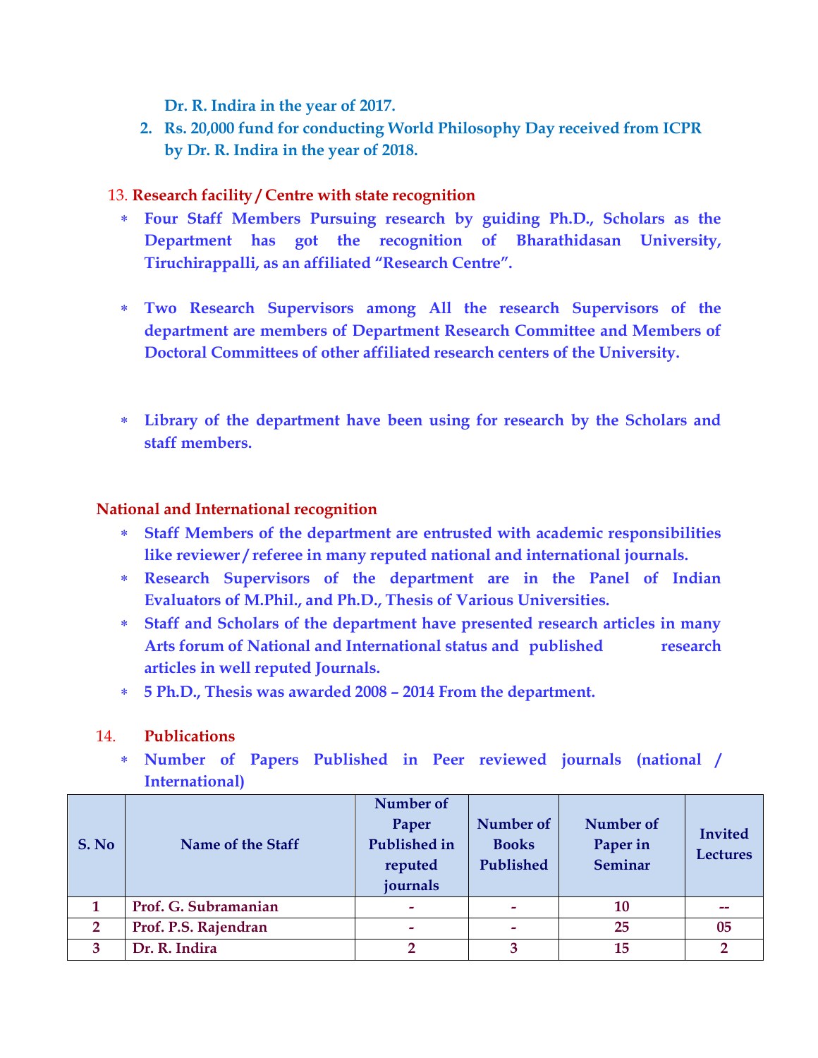Dr. R. Indira in the year of 2017.

2. **Rs. 20,000 fund for conducting World Philosophy Day received from ICPR by Dr. R. Indira in the year of 2018.**

13. **Research facility / Centre with state recognition**

* **Four Staff Members Pursuing research by guiding Ph.D., Scholars as the Department has got the recognition of Bharathidasan University, Tiruchirappalli, as an affiliated "Research Centre".**

* **Two Research Supervisors among All the research Supervisors of the department are members of Department Research Committee and Members of Doctoral Committees of other affiliated research centers of the University.**

* **Library of the department have been using for research by the Scholars and staff members.**

**National and International recognition**

* **Staff Members of the department are entrusted with academic responsibilities like reviewer / referee in many reputed national and international journals.**
* **Research Supervisors of the department are in the Panel of Indian Evaluators of M.Phil., and Ph.D., Thesis of Various Universities.**
* **Staff and Scholars of the department have presented research articles in many Arts forum of National and International status and published research articles in well reputed Journals.**
* **5 Ph.D., Thesis was awarded 2008 – 2014 From the department.**

14. **Publications**

* **Number of Papers Published in Peer reviewed journals (national / International)**

| S. No | Name of the Staff | Number of Paper Published in reputed journals | Number of Books Published | Number of Paper in Seminar | Invited Lectures |
|---|---|---|---|---|---|
| 1 | Prof. G. Subramanian | - | - | 10 | -- |
| 2 | Prof. P.S. Rajendran | - | - | 25 | 05 |
| 3 | Dr. R. Indira | 2 | 3 | 15 | 2 |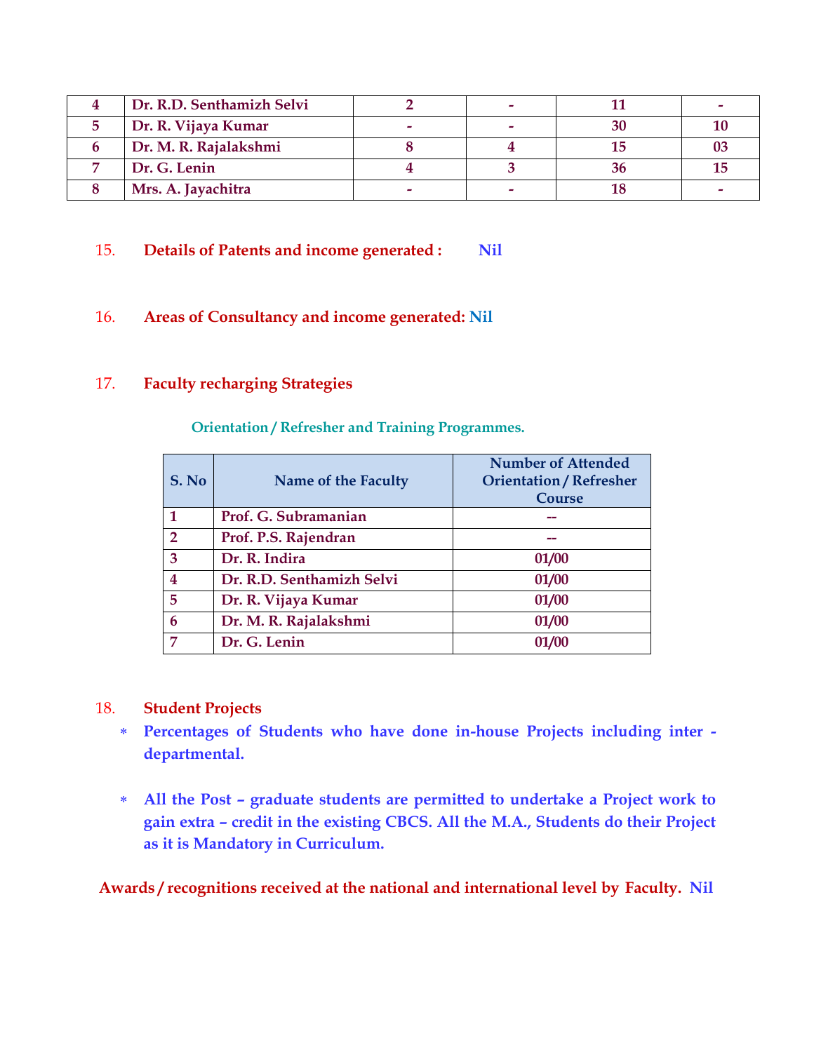| 4 | Dr. R.D. Senthamizh Selvi | 2 | - | 11 | - |
|---|---|---|---|---|---|
| 5 | Dr. R. Vijaya Kumar | - | - | 30 | 10 |
| 6 | Dr. M. R. Rajalakshmi | 8 | 4 | 15 | 03 |
| 7 | Dr. G. Lenin | 4 | 3 | 36 | 15 |
| 8 | Mrs. A. Jayachitra | - | - | 18 | - |

15. **Details of Patents and income generated :** **Nil**

16. **Areas of Consultancy and income generated:** **Nil**

17. **Faculty recharging Strategies**

**Orientation / Refresher and Training Programmes.**

| S. No | Name of the Faculty | Number of Attended Orientation / Refresher Course |
|---|---|---|
| 1 | Prof. G. Subramanian | -- |
| 2 | Prof. P.S. Rajendran | -- |
| 3 | Dr. R. Indira | 01/00 |
| 4 | Dr. R.D. Senthamizh Selvi | 01/00 |
| 5 | Dr. R. Vijaya Kumar | 01/00 |
| 6 | Dr. M. R. Rajalakshmi | 01/00 |
| 7 | Dr. G. Lenin | 01/00 |

18. **Student Projects**

- **Percentages of Students who have done in-house Projects including inter - departmental.**
- **All the Post – graduate students are permitted to undertake a Project work to gain extra – credit in the existing CBCS. All the M.A., Students do their Project as it is Mandatory in Curriculum.**

**Awards / recognitions received at the national and international level by Faculty.** **Nil**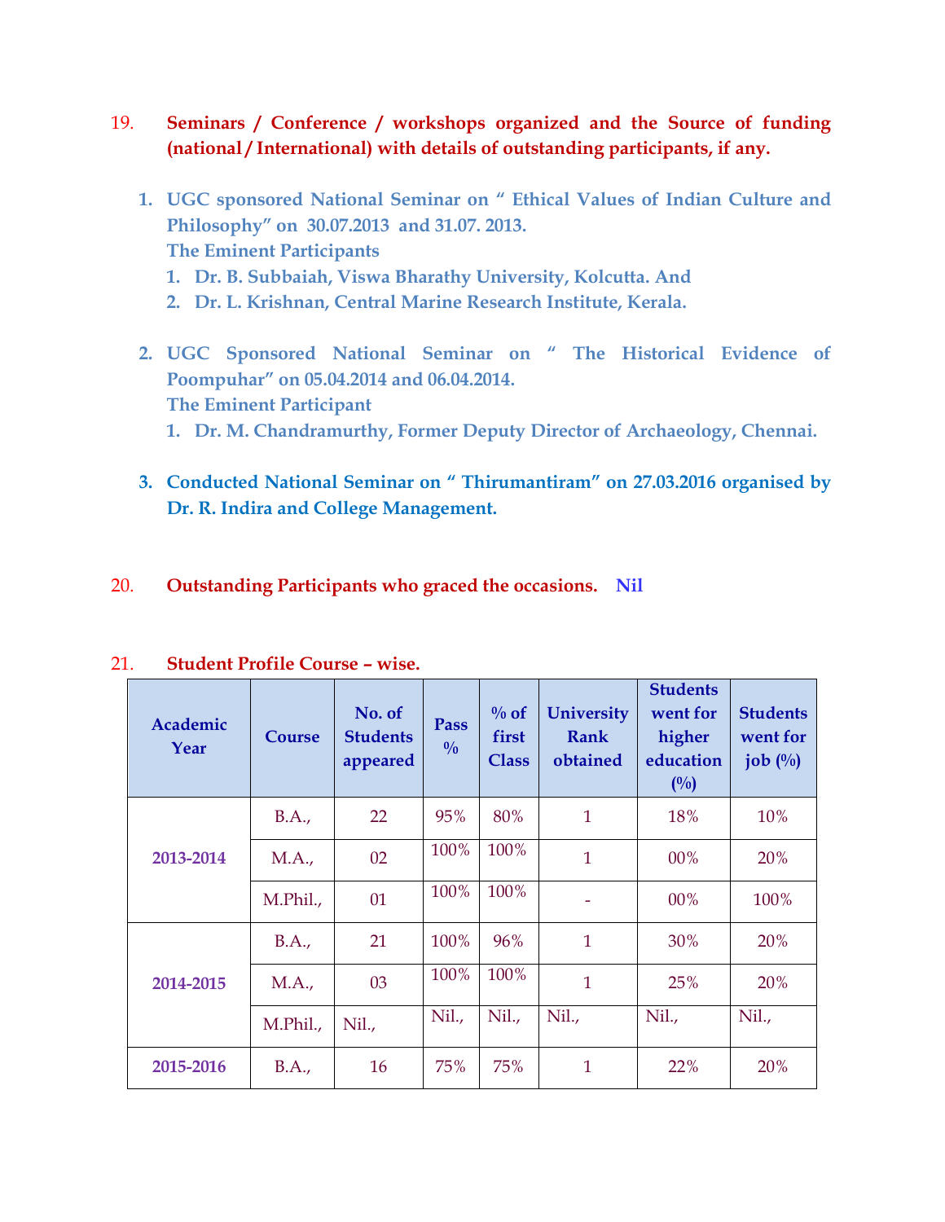19. **Seminars / Conference / workshops organized and the Source of funding (national / International) with details of outstanding participants, if any.**

1. **UGC sponsored National Seminar on " Ethical Values of Indian Culture and Philosophy" on 30.07.2013 and 31.07. 2013.**
   **The Eminent Participants**
   1. **Dr. B. Subbaiah, Viswa Bharathy University, Kolcutta. And**
   2. **Dr. L. Krishnan, Central Marine Research Institute, Kerala.**

2. **UGC Sponsored National Seminar on " The Historical Evidence of Poompuhar" on 05.04.2014 and 06.04.2014.**
   **The Eminent Participant**
   1. **Dr. M. Chandramurthy, Former Deputy Director of Archaeology, Chennai.**

3. **Conducted National Seminar on " Thirumantiram" on 27.03.2016 organised by Dr. R. Indira and College Management.**

20. **Outstanding Participants who graced the occasions.** **Nil**

21. **Student Profile Course – wise.**

| Academic Year | Course | No. of Students appeared | Pass % | % of first Class | University Rank obtained | Students went for higher education (%) | Students went for job (%) |
|---|---|---|---|---|---|---|---|
| 2013-2014 | B.A., | 22 | 95% | 80% | 1 | 18% | 10% |
| | M.A., | 02 | 100% | 100% | 1 | 00% | 20% |
| | M.Phil., | 01 | 100% | 100% | - | 00% | 100% |
| 2014-2015 | B.A., | 21 | 100% | 96% | 1 | 30% | 20% |
| | M.A., | 03 | 100% | 100% | 1 | 25% | 20% |
| | M.Phil., | Nil., | Nil., | Nil., | Nil., | Nil., | Nil., |
| 2015-2016 | B.A., | 16 | 75% | 75% | 1 | 22% | 20% |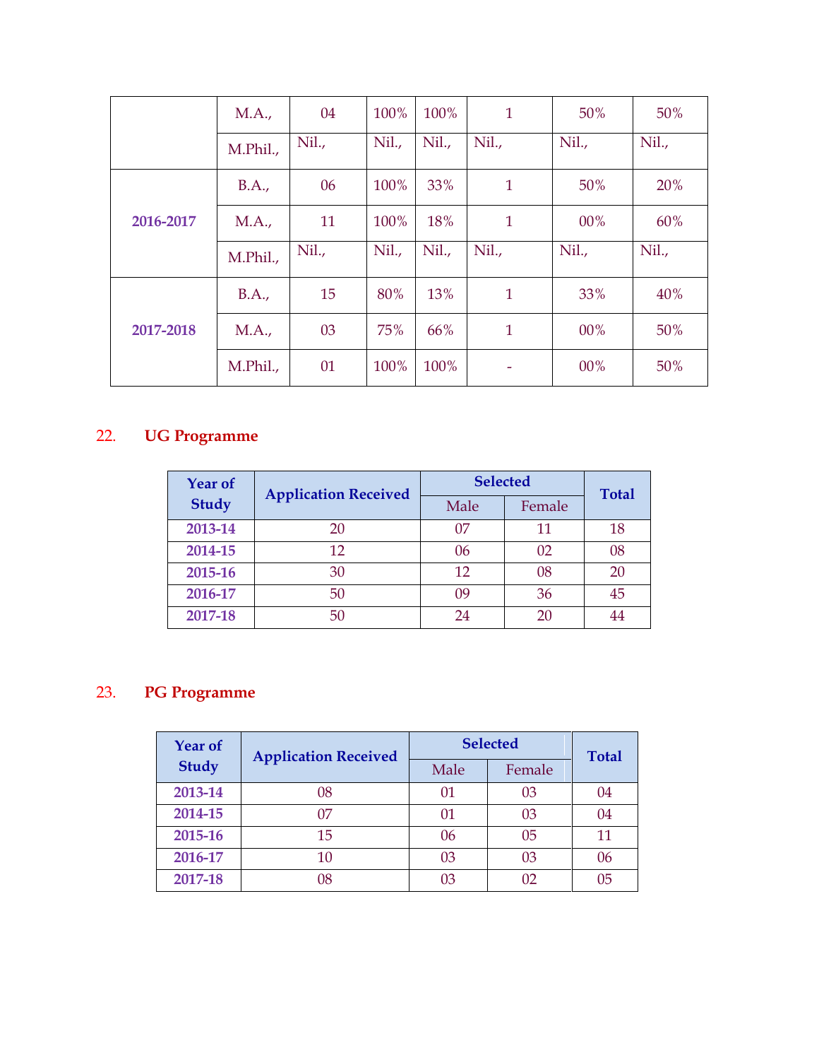| | | | | | | | |
|---|---|---|---|---|---|---|---|
| | M.A., | 04 | 100% | 100% | 1 | 50% | 50% |
| | M.Phil., | Nil., | Nil., | Nil., | Nil., | Nil., | Nil., |
| 2016-2017 | B.A., | 06 | 100% | 33% | 1 | 50% | 20% |
| | M.A., | 11 | 100% | 18% | 1 | 00% | 60% |
| | M.Phil., | Nil., | Nil., | Nil., | Nil., | Nil., | Nil., |
| 2017-2018 | B.A., | 15 | 80% | 13% | 1 | 33% | 40% |
| | M.A., | 03 | 75% | 66% | 1 | 00% | 50% |
| | M.Phil., | 01 | 100% | 100% | - | 00% | 50% |

## 22. UG Programme

| Year of Study | Application Received | Selected | | Total |
|---|---|---|---|---|
| | | Male | Female | |
| 2013-14 | 20 | 07 | 11 | 18 |
| 2014-15 | 12 | 06 | 02 | 08 |
| 2015-16 | 30 | 12 | 08 | 20 |
| 2016-17 | 50 | 09 | 36 | 45 |
| 2017-18 | 50 | 24 | 20 | 44 |

## 23. PG Programme

| Year of Study | Application Received | Selected | | Total |
|---|---|---|---|---|
| | | Male | Female | |
| 2013-14 | 08 | 01 | 03 | 04 |
| 2014-15 | 07 | 01 | 03 | 04 |
| 2015-16 | 15 | 06 | 05 | 11 |
| 2016-17 | 10 | 03 | 03 | 06 |
| 2017-18 | 08 | 03 | 02 | 05 |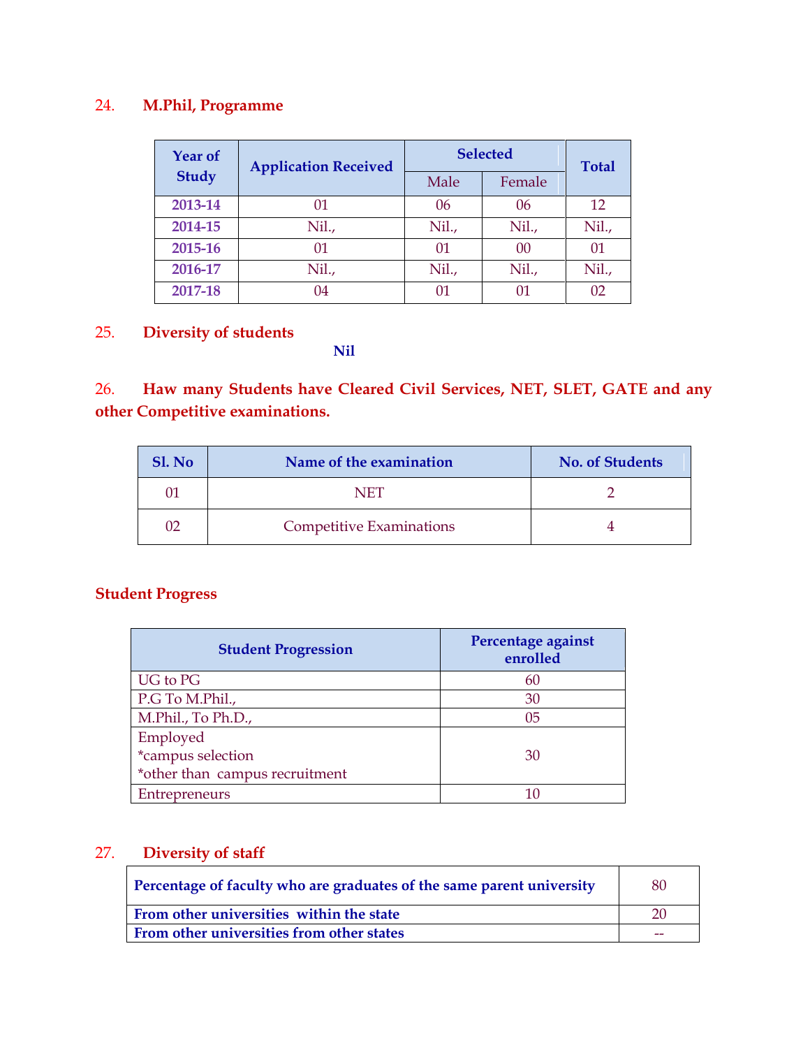## 24. M.Phil, Programme

| Year of Study | Application Received | Selected | | Total |
|---|---|---|---|---|
| | | Male | Female | |
| 2013-14 | 01 | 06 | 06 | 12 |
| 2014-15 | Nil., | Nil., | Nil., | Nil., |
| 2015-16 | 01 | 01 | 00 | 01 |
| 2016-17 | Nil., | Nil., | Nil., | Nil., |
| 2017-18 | 04 | 01 | 01 | 02 |

## 25. Diversity of students

**Nil**

## 26. Haw many Students have Cleared Civil Services, NET, SLET, GATE and any other Competitive examinations.

| Sl. No | Name of the examination | No. of Students |
|---|---|---|
| 01 | NET | 2 |
| 02 | Competitive Examinations | 4 |

## Student Progress

| Student Progression | Percentage against enrolled |
|---|---|
| UG to PG | 60 |
| P.G To M.Phil., | 30 |
| M.Phil., To Ph.D., | 05 |
| Employed<br>*campus selection<br>*other than campus recruitment | 30 |
| Entrepreneurs | 10 |

## 27. Diversity of staff

| Percentage of faculty who are graduates of the same parent university | 80 |
|---|---|
| From other universities within the state | 20 |
| From other universities from other states | -- |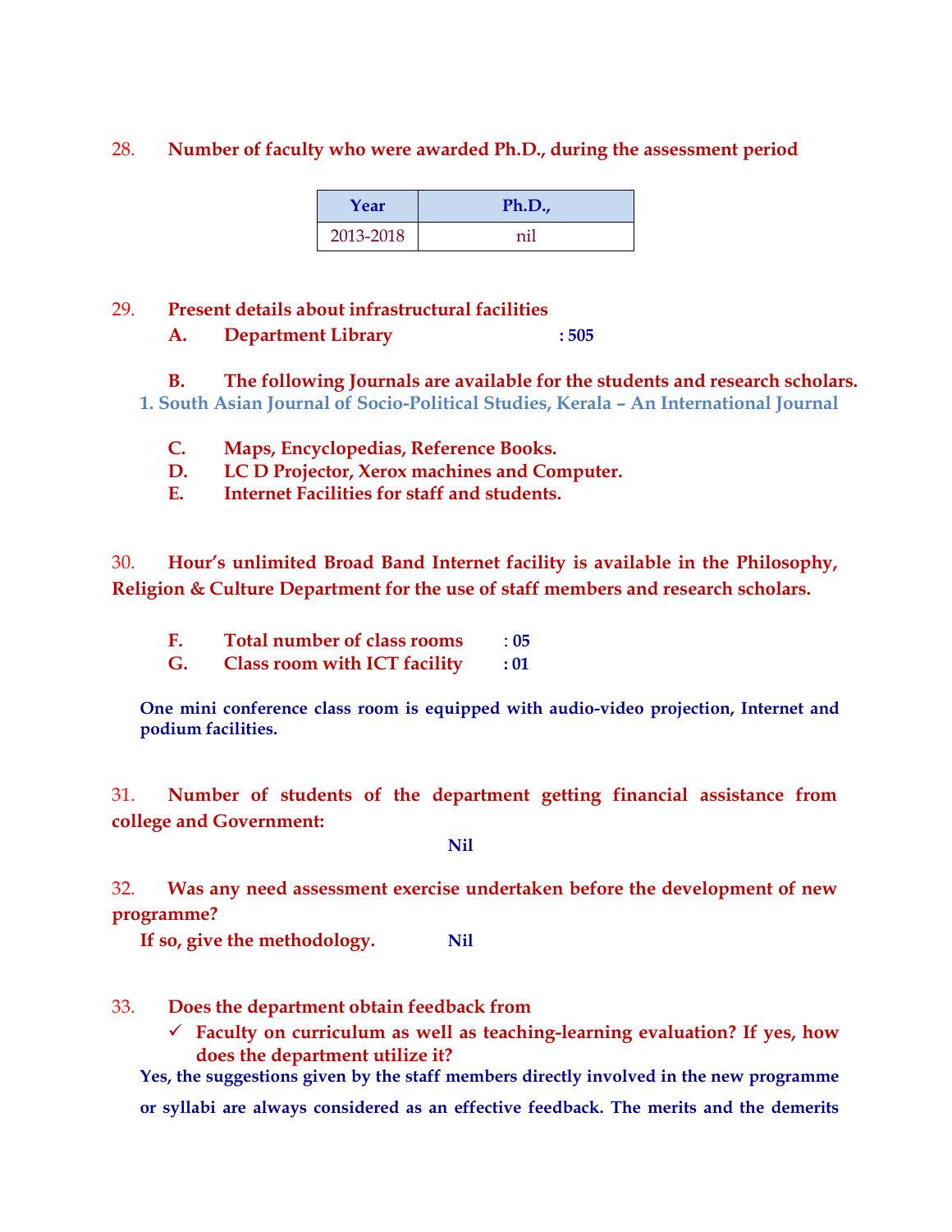28. **Number of faculty who were awarded Ph.D., during the assessment period**

| Year | Ph.D., |
|---|---|
| 2013-2018 | nil |

29. **Present details about infrastructural facilities**

**A. Department Library** : **505**

**B. The following Journals are available for the students and research scholars.**

1. **South Asian Journal of Socio-Political Studies, Kerala – An International Journal**

**C. Maps, Encyclopedias, Reference Books.**

**D. LC D Projector, Xerox machines and Computer.**

**E. Internet Facilities for staff and students.**

30. **Hour's unlimited Broad Band Internet facility is available in the Philosophy, Religion & Culture Department for the use of staff members and research scholars.**

**F. Total number of class rooms** : **05**

**G. Class room with ICT facility** : **01**

**One mini conference class room is equipped with audio-video projection, Internet and podium facilities.**

31. **Number of students of the department getting financial assistance from college and Government:**

**Nil**

32. **Was any need assessment exercise undertaken before the development of new programme?**

**If so, give the methodology.** **Nil**

33. **Does the department obtain feedback from**

- ✓ **Faculty on curriculum as well as teaching-learning evaluation? If yes, how does the department utilize it?**

**Yes, the suggestions given by the staff members directly involved in the new programme or syllabi are always considered as an effective feedback. The merits and the demerits**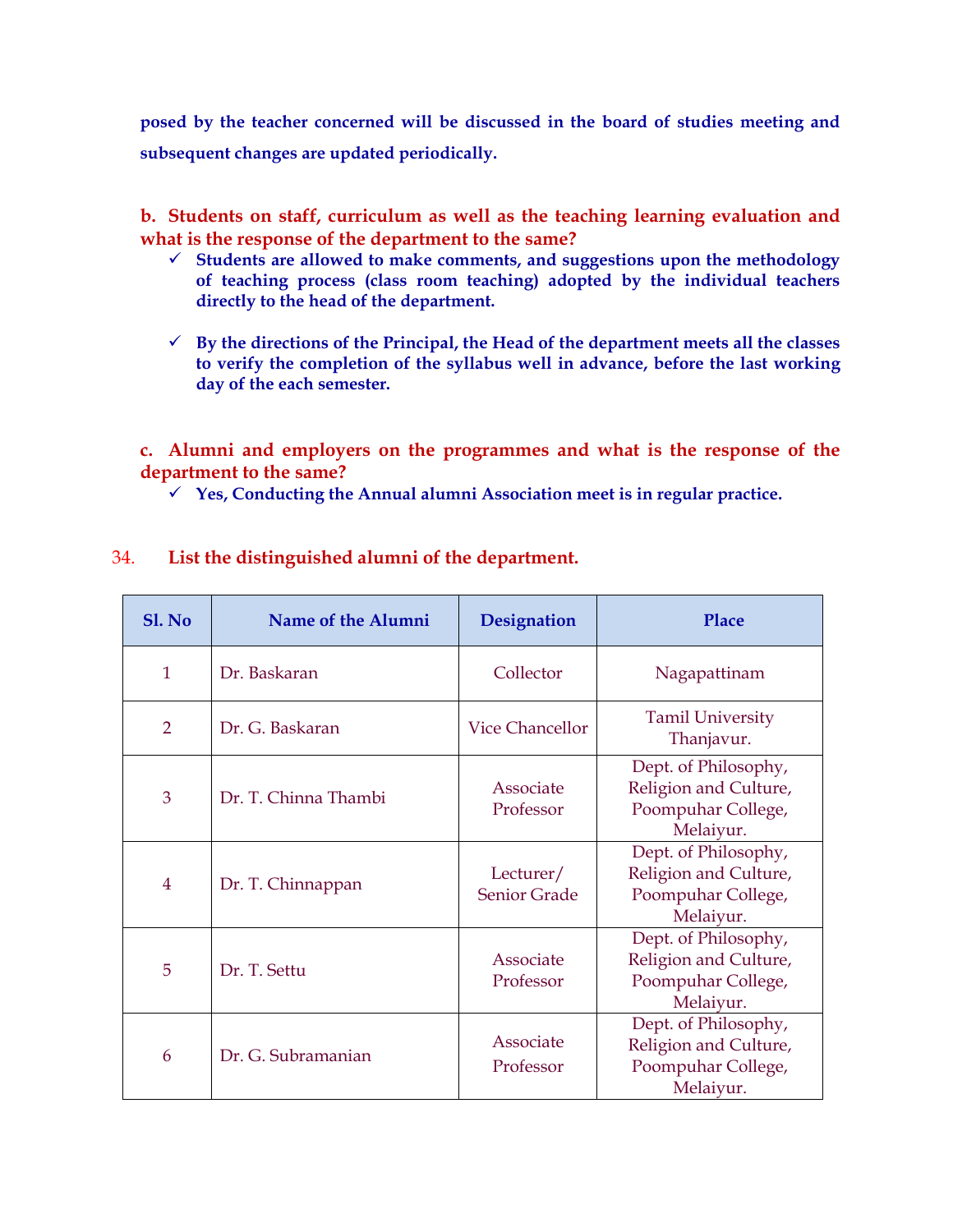posed by the teacher concerned will be discussed in the board of studies meeting and subsequent changes are updated periodically.

**b. Students on staff, curriculum as well as the teaching learning evaluation and what is the response of the department to the same?**

- ✓ **Students are allowed to make comments, and suggestions upon the methodology of teaching process (class room teaching) adopted by the individual teachers directly to the head of the department.**
- ✓ **By the directions of the Principal, the Head of the department meets all the classes to verify the completion of the syllabus well in advance, before the last working day of the each semester.**

**c. Alumni and employers on the programmes and what is the response of the department to the same?**

- ✓ **Yes, Conducting the Annual alumni Association meet is in regular practice.**

## 34. List the distinguished alumni of the department.

| Sl. No | Name of the Alumni | Designation | Place |
|---|---|---|---|
| 1 | Dr. Baskaran | Collector | Nagapattinam |
| 2 | Dr. G. Baskaran | Vice Chancellor | Tamil University Thanjavur. |
| 3 | Dr. T. Chinna Thambi | Associate Professor | Dept. of Philosophy, Religion and Culture, Poompuhar College, Melaiyur. |
| 4 | Dr. T. Chinnappan | Lecturer/ Senior Grade | Dept. of Philosophy, Religion and Culture, Poompuhar College, Melaiyur. |
| 5 | Dr. T. Settu | Associate Professor | Dept. of Philosophy, Religion and Culture, Poompuhar College, Melaiyur. |
| 6 | Dr. G. Subramanian | Associate Professor | Dept. of Philosophy, Religion and Culture, Poompuhar College, Melaiyur. |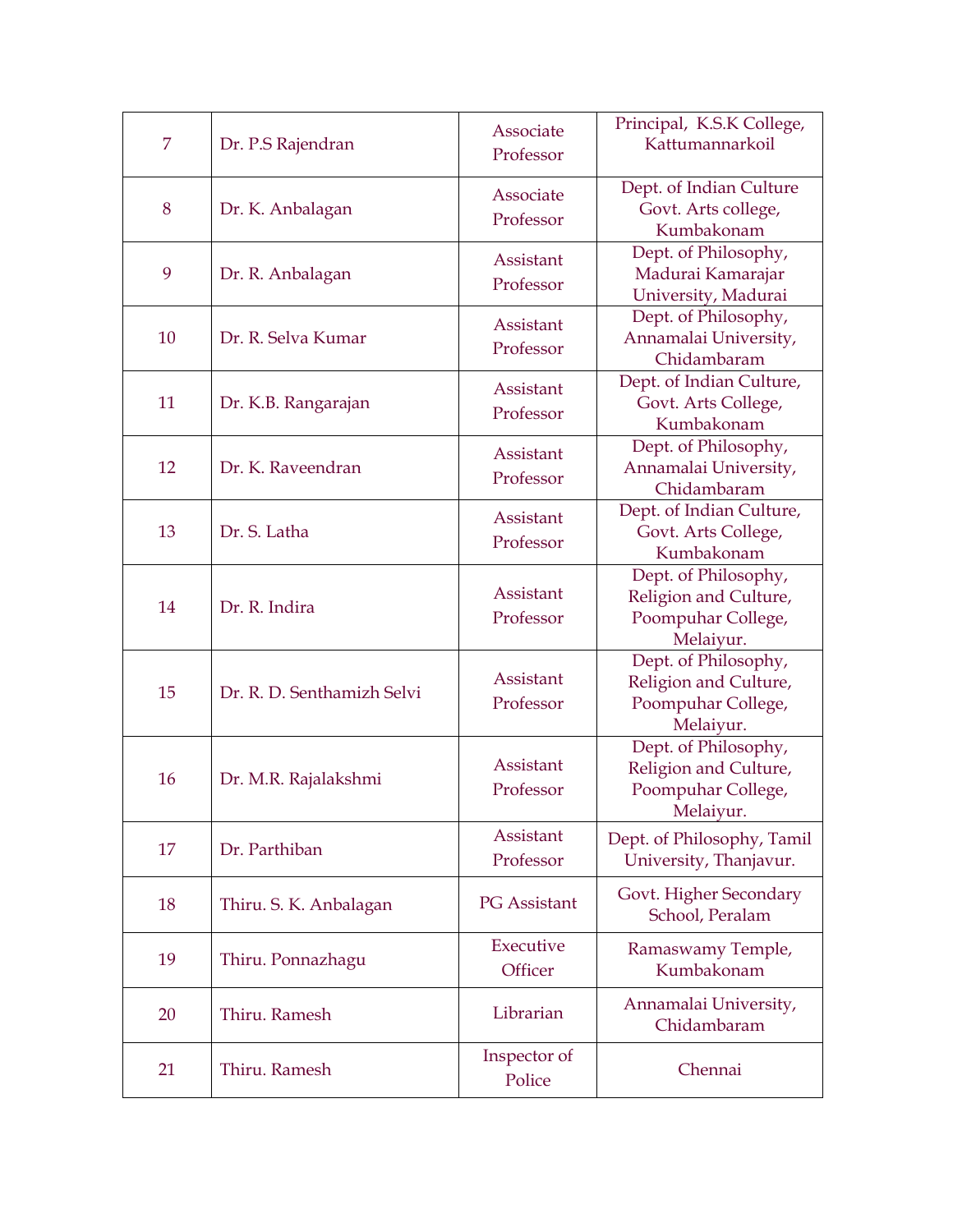| 7 | Dr. P.S Rajendran | Associate Professor | Principal, K.S.K College, Kattumannarkoil |
|---|---|---|---|
| 8 | Dr. K. Anbalagan | Associate Professor | Dept. of Indian Culture Govt. Arts college, Kumbakonam |
| 9 | Dr. R. Anbalagan | Assistant Professor | Dept. of Philosophy, Madurai Kamarajar University, Madurai |
| 10 | Dr. R. Selva Kumar | Assistant Professor | Dept. of Philosophy, Annamalai University, Chidambaram |
| 11 | Dr. K.B. Rangarajan | Assistant Professor | Dept. of Indian Culture, Govt. Arts College, Kumbakonam |
| 12 | Dr. K. Raveendran | Assistant Professor | Dept. of Philosophy, Annamalai University, Chidambaram |
| 13 | Dr. S. Latha | Assistant Professor | Dept. of Indian Culture, Govt. Arts College, Kumbakonam |
| 14 | Dr. R. Indira | Assistant Professor | Dept. of Philosophy, Religion and Culture, Poompuhar College, Melaiyur. |
| 15 | Dr. R. D. Senthamizh Selvi | Assistant Professor | Dept. of Philosophy, Religion and Culture, Poompuhar College, Melaiyur. |
| 16 | Dr. M.R. Rajalakshmi | Assistant Professor | Dept. of Philosophy, Religion and Culture, Poompuhar College, Melaiyur. |
| 17 | Dr. Parthiban | Assistant Professor | Dept. of Philosophy, Tamil University, Thanjavur. |
| 18 | Thiru. S. K. Anbalagan | PG Assistant | Govt. Higher Secondary School, Peralam |
| 19 | Thiru. Ponnazhagu | Executive Officer | Ramaswamy Temple, Kumbakonam |
| 20 | Thiru. Ramesh | Librarian | Annamalai University, Chidambaram |
| 21 | Thiru. Ramesh | Inspector of Police | Chennai |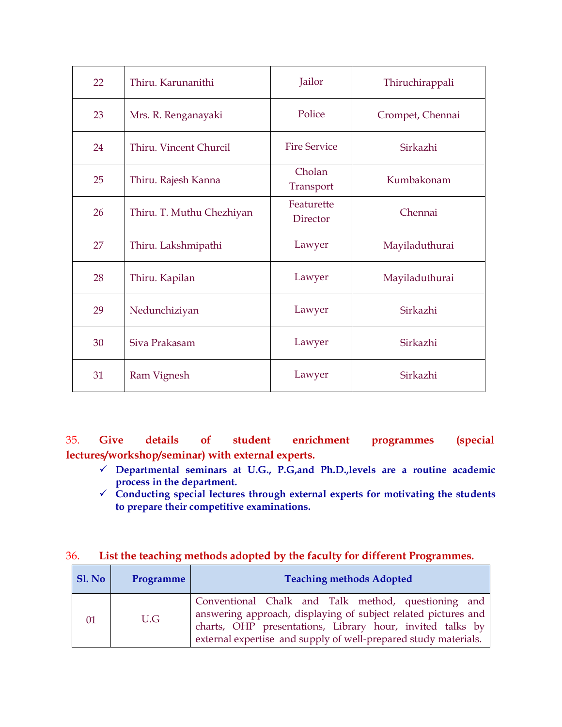| 22 | Thiru. Karunanithi | Jailor | Thiruchirappali |
|---|---|---|---|
| 23 | Mrs. R. Renganayaki | Police | Crompet, Chennai |
| 24 | Thiru. Vincent Churcil | Fire Service | Sirkazhi |
| 25 | Thiru. Rajesh Kanna | Cholan Transport | Kumbakonam |
| 26 | Thiru. T. Muthu Chezhiyan | Featurette Director | Chennai |
| 27 | Thiru. Lakshmipathi | Lawyer | Mayiladuthurai |
| 28 | Thiru. Kapilan | Lawyer | Mayiladuthurai |
| 29 | Nedunchiziyan | Lawyer | Sirkazhi |
| 30 | Siva Prakasam | Lawyer | Sirkazhi |
| 31 | Ram Vignesh | Lawyer | Sirkazhi |

**35. Give details of student enrichment programmes (special lectures/workshop/seminar) with external experts.**

- ✓ **Departmental seminars at U.G., P.G,and Ph.D.,levels are a routine academic process in the department.**
- ✓ **Conducting special lectures through external experts for motivating the students to prepare their competitive examinations.**

**36. List the teaching methods adopted by the faculty for different Programmes.**

| Sl. No | Programme | Teaching methods Adopted |
|---|---|---|
| 01 | U.G | Conventional Chalk and Talk method, questioning and answering approach, displaying of subject related pictures and charts, OHP presentations, Library hour, invited talks by external expertise and supply of well-prepared study materials. |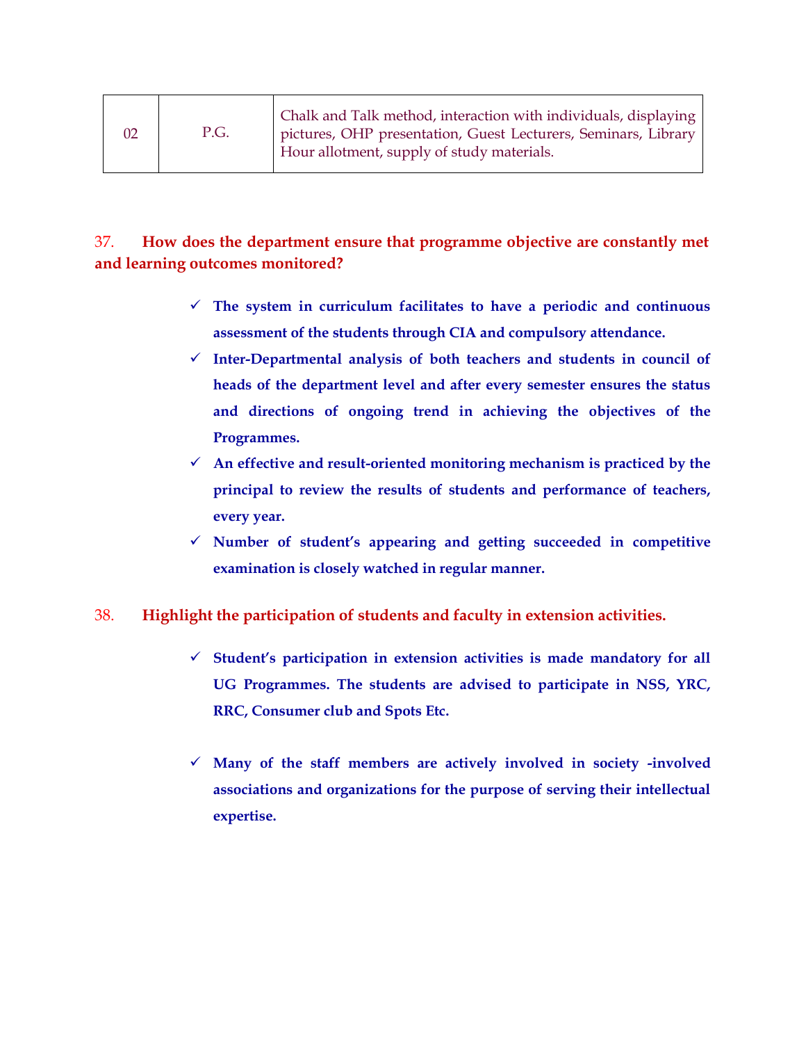| 02 | P.G. | Chalk and Talk method, interaction with individuals, displaying pictures, OHP presentation, Guest Lecturers, Seminars, Library Hour allotment, supply of study materials. |
|---|---|---|

**37. How does the department ensure that programme objective are constantly met and learning outcomes monitored?**

- ✓ **The system in curriculum facilitates to have a periodic and continuous assessment of the students through CIA and compulsory attendance.**
- ✓ **Inter-Departmental analysis of both teachers and students in council of heads of the department level and after every semester ensures the status and directions of ongoing trend in achieving the objectives of the Programmes.**
- ✓ **An effective and result-oriented monitoring mechanism is practiced by the principal to review the results of students and performance of teachers, every year.**
- ✓ **Number of student's appearing and getting succeeded in competitive examination is closely watched in regular manner.**

**38. Highlight the participation of students and faculty in extension activities.**

- ✓ **Student's participation in extension activities is made mandatory for all UG Programmes. The students are advised to participate in NSS, YRC, RRC, Consumer club and Spots Etc.**

- ✓ **Many of the staff members are actively involved in society -involved associations and organizations for the purpose of serving their intellectual expertise.**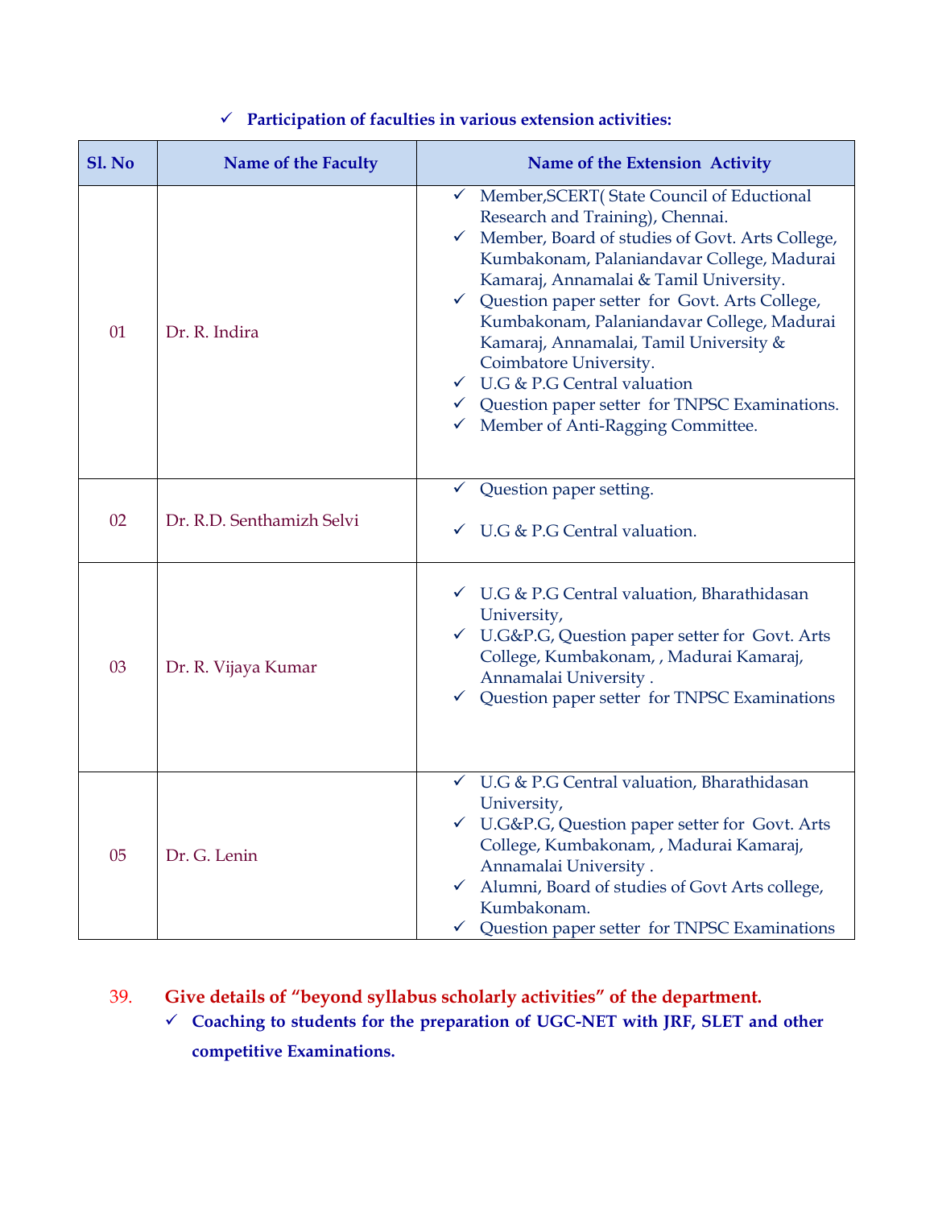- **Participation of faculties in various extension activities:**

| Sl. No | Name of the Faculty | Name of the Extension Activity |
|---|---|---|
| 01 | Dr. R. Indira | ✓ Member,SCERT( State Council of Eductional Research and Training), Chennai.<br>✓ Member, Board of studies of Govt. Arts College, Kumbakonam, Palaniandavar College, Madurai Kamaraj, Annamalai & Tamil University.<br>✓ Question paper setter for Govt. Arts College, Kumbakonam, Palaniandavar College, Madurai Kamaraj, Annamalai, Tamil University & Coimbatore University.<br>✓ U.G & P.G Central valuation<br>✓ Question paper setter for TNPSC Examinations.<br>✓ Member of Anti-Ragging Committee. |
| 02 | Dr. R.D. Senthamizh Selvi | ✓ Question paper setting.<br>✓ U.G & P.G Central valuation. |
| 03 | Dr. R. Vijaya Kumar | ✓ U.G & P.G Central valuation, Bharathidasan University,<br>✓ U.G&P.G, Question paper setter for Govt. Arts College, Kumbakonam, , Madurai Kamaraj, Annamalai University .<br>✓ Question paper setter for TNPSC Examinations |
| 05 | Dr. G. Lenin | ✓ U.G & P.G Central valuation, Bharathidasan University,<br>✓ U.G&P.G, Question paper setter for Govt. Arts College, Kumbakonam, , Madurai Kamaraj, Annamalai University .<br>✓ Alumni, Board of studies of Govt Arts college, Kumbakonam.<br>✓ Question paper setter for TNPSC Examinations |

39. **Give details of "beyond syllabus scholarly activities" of the department.**

- **Coaching to students for the preparation of UGC-NET with JRF, SLET and other competitive Examinations.**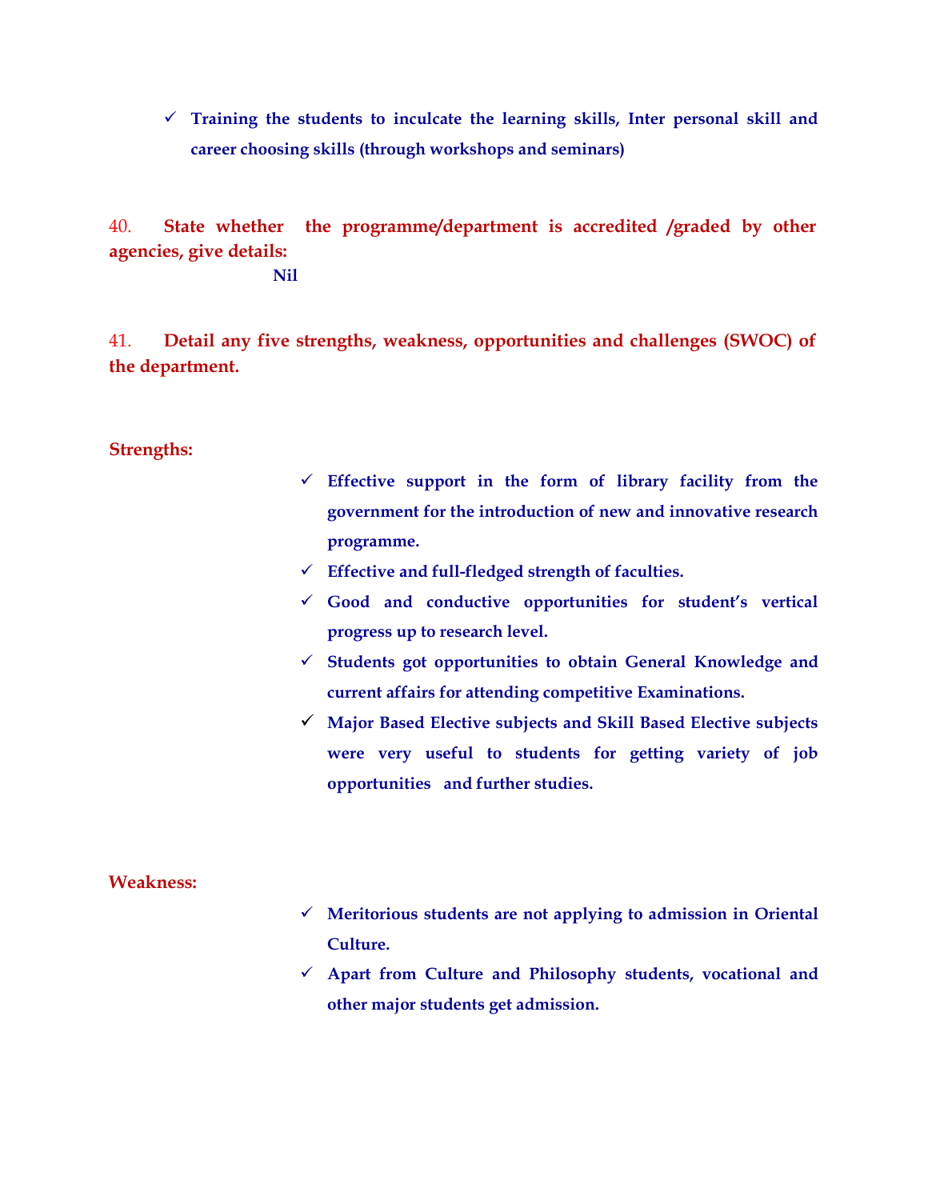- ✓ **Training the students to inculcate the learning skills, Inter personal skill and career choosing skills (through workshops and seminars)**

**40. State whether the programme/department is accredited /graded by other agencies, give details:**

**Nil**

**41. Detail any five strengths, weakness, opportunities and challenges (SWOC) of the department.**

**Strengths:**

- ✓ **Effective support in the form of library facility from the government for the introduction of new and innovative research programme.**
- ✓ **Effective and full-fledged strength of faculties.**
- ✓ **Good and conductive opportunities for student's vertical progress up to research level.**
- ✓ **Students got opportunities to obtain General Knowledge and current affairs for attending competitive Examinations.**
- ✓ **Major Based Elective subjects and Skill Based Elective subjects were very useful to students for getting variety of job opportunities and further studies.**

**Weakness:**

- ✓ **Meritorious students are not applying to admission in Oriental Culture.**
- ✓ **Apart from Culture and Philosophy students, vocational and other major students get admission.**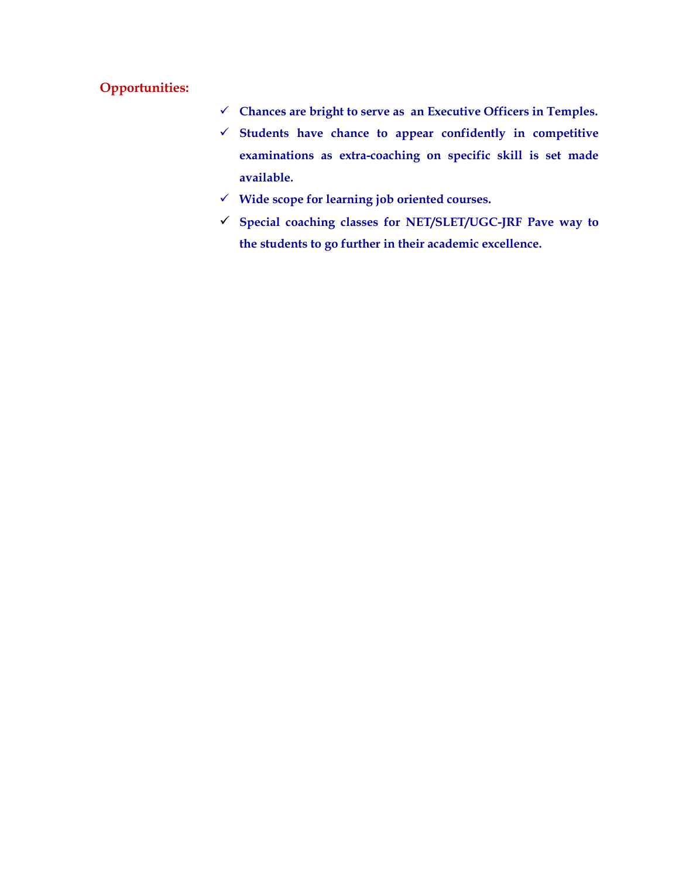**Opportunities:**

- **Chances are bright to serve as an Executive Officers in Temples.**
- **Students have chance to appear confidently in competitive examinations as extra-coaching on specific skill is set made available.**
- **Wide scope for learning job oriented courses.**
- **Special coaching classes for NET/SLET/UGC-JRF Pave way to the students to go further in their academic excellence.**